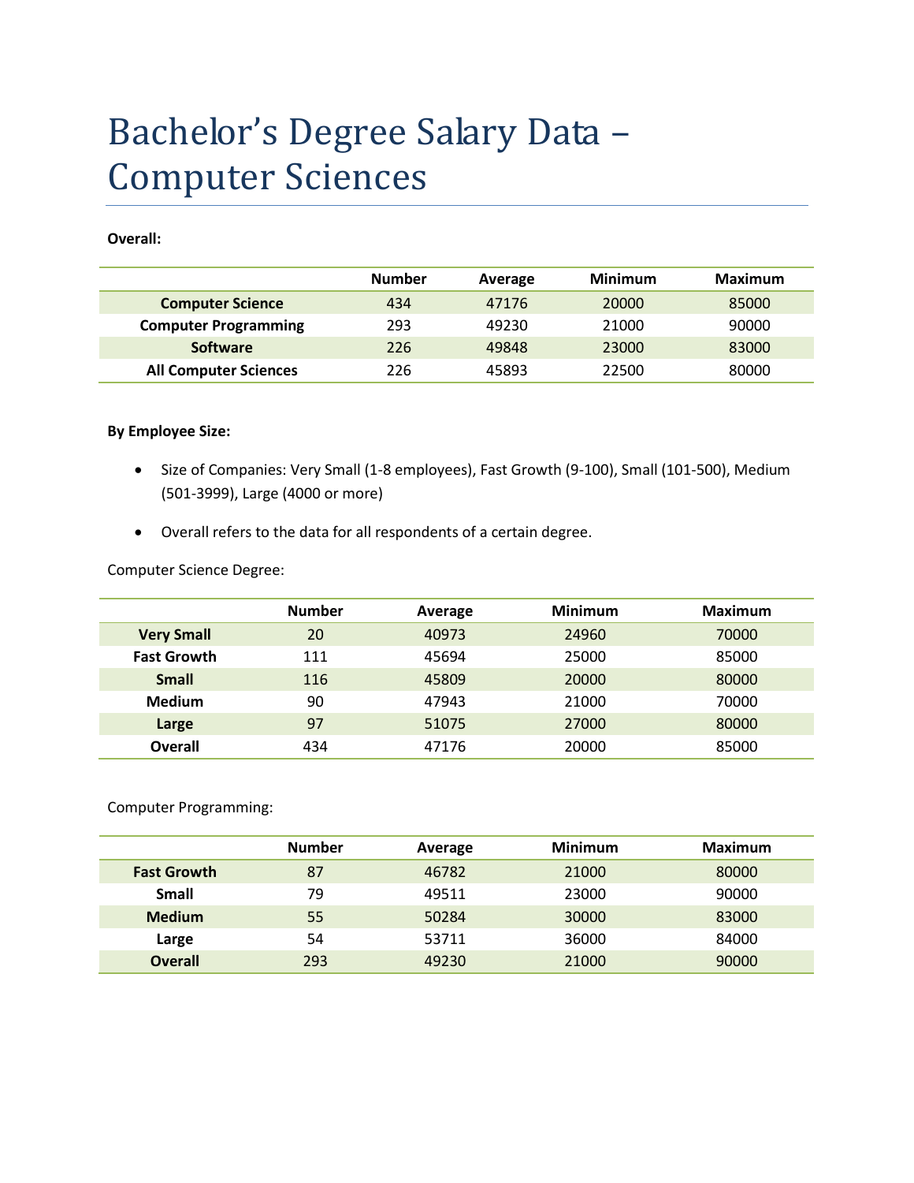# Bachelor's Degree Salary Data – Computer Sciences

**Overall:**

| | Number | Average | Minimum | Maximum |
|---|---|---|---|---|
| **Computer Science** | 434 | 47176 | 20000 | 85000 |
| **Computer Programming** | 293 | 49230 | 21000 | 90000 |
| **Software** | 226 | 49848 | 23000 | 83000 |
| **All Computer Sciences** | 226 | 45893 | 22500 | 80000 |

**By Employee Size:**

- Size of Companies: Very Small (1-8 employees), Fast Growth (9-100), Small (101-500), Medium (501-3999), Large (4000 or more)
- Overall refers to the data for all respondents of a certain degree.

Computer Science Degree:

| | Number | Average | Minimum | Maximum |
|---|---|---|---|---|
| **Very Small** | 20 | 40973 | 24960 | 70000 |
| **Fast Growth** | 111 | 45694 | 25000 | 85000 |
| **Small** | 116 | 45809 | 20000 | 80000 |
| **Medium** | 90 | 47943 | 21000 | 70000 |
| **Large** | 97 | 51075 | 27000 | 80000 |
| **Overall** | 434 | 47176 | 20000 | 85000 |

Computer Programming:

| | Number | Average | Minimum | Maximum |
|---|---|---|---|---|
| **Fast Growth** | 87 | 46782 | 21000 | 80000 |
| **Small** | 79 | 49511 | 23000 | 90000 |
| **Medium** | 55 | 50284 | 30000 | 83000 |
| **Large** | 54 | 53711 | 36000 | 84000 |
| **Overall** | 293 | 49230 | 21000 | 90000 |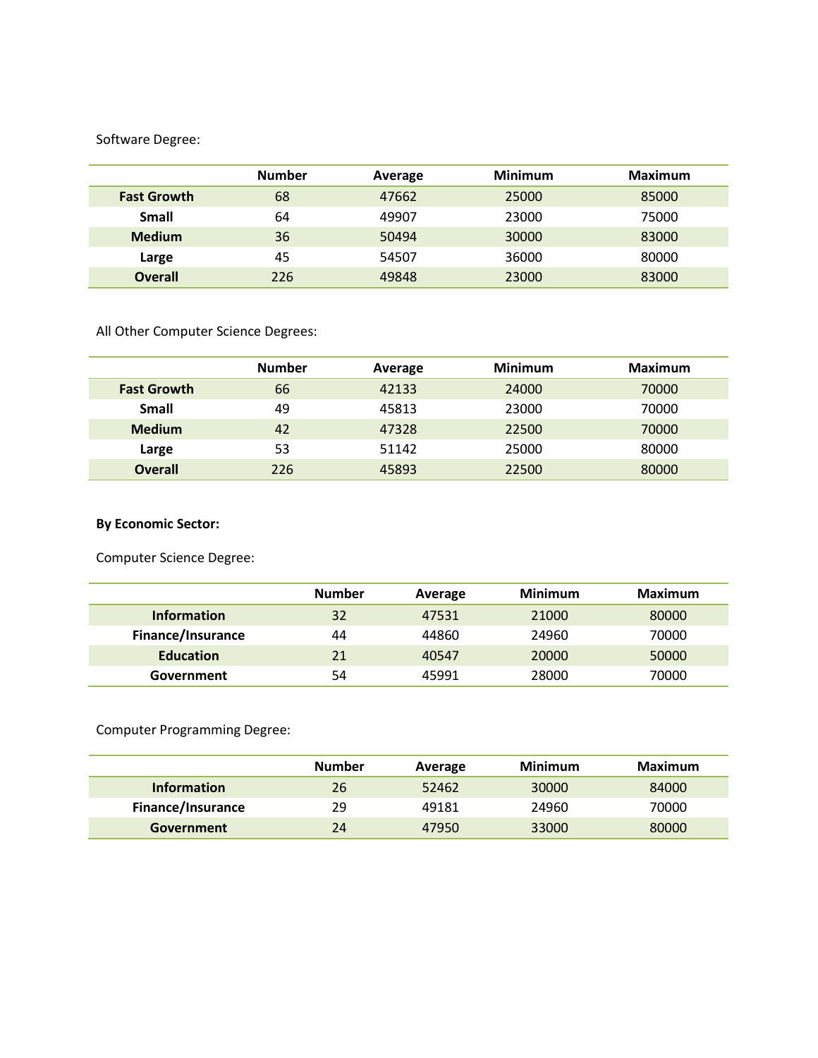Software Degree:

| | Number | Average | Minimum | Maximum |
|---|---|---|---|---|
| **Fast Growth** | 68 | 47662 | 25000 | 85000 |
| **Small** | 64 | 49907 | 23000 | 75000 |
| **Medium** | 36 | 50494 | 30000 | 83000 |
| **Large** | 45 | 54507 | 36000 | 80000 |
| **Overall** | 226 | 49848 | 23000 | 83000 |

All Other Computer Science Degrees:

| | Number | Average | Minimum | Maximum |
|---|---|---|---|---|
| **Fast Growth** | 66 | 42133 | 24000 | 70000 |
| **Small** | 49 | 45813 | 23000 | 70000 |
| **Medium** | 42 | 47328 | 22500 | 70000 |
| **Large** | 53 | 51142 | 25000 | 80000 |
| **Overall** | 226 | 45893 | 22500 | 80000 |

**By Economic Sector:**

Computer Science Degree:

| | Number | Average | Minimum | Maximum |
|---|---|---|---|---|
| **Information** | 32 | 47531 | 21000 | 80000 |
| **Finance/Insurance** | 44 | 44860 | 24960 | 70000 |
| **Education** | 21 | 40547 | 20000 | 50000 |
| **Government** | 54 | 45991 | 28000 | 70000 |

Computer Programming Degree:

| | Number | Average | Minimum | Maximum |
|---|---|---|---|---|
| **Information** | 26 | 52462 | 30000 | 84000 |
| **Finance/Insurance** | 29 | 49181 | 24960 | 70000 |
| **Government** | 24 | 47950 | 33000 | 80000 |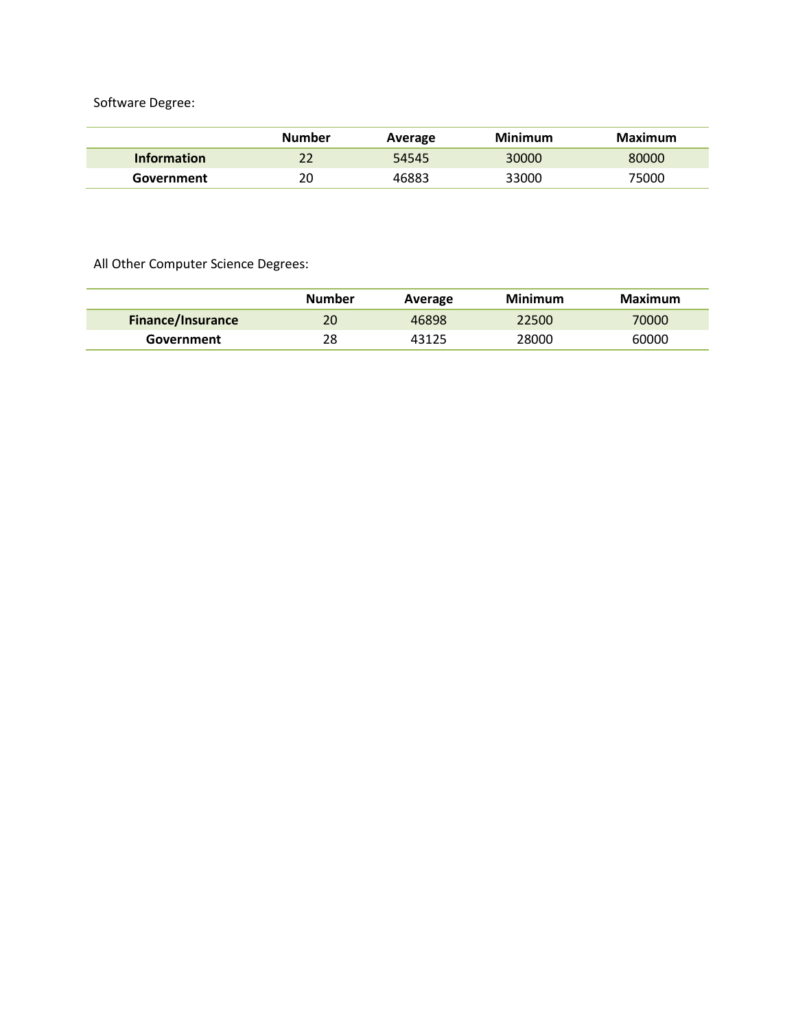Software Degree:

| | Number | Average | Minimum | Maximum |
| --- | --- | --- | --- | --- |
| **Information** | 22 | 54545 | 30000 | 80000 |
| **Government** | 20 | 46883 | 33000 | 75000 |

All Other Computer Science Degrees:

| | Number | Average | Minimum | Maximum |
| --- | --- | --- | --- | --- |
| **Finance/Insurance** | 20 | 46898 | 22500 | 70000 |
| **Government** | 28 | 43125 | 28000 | 60000 |